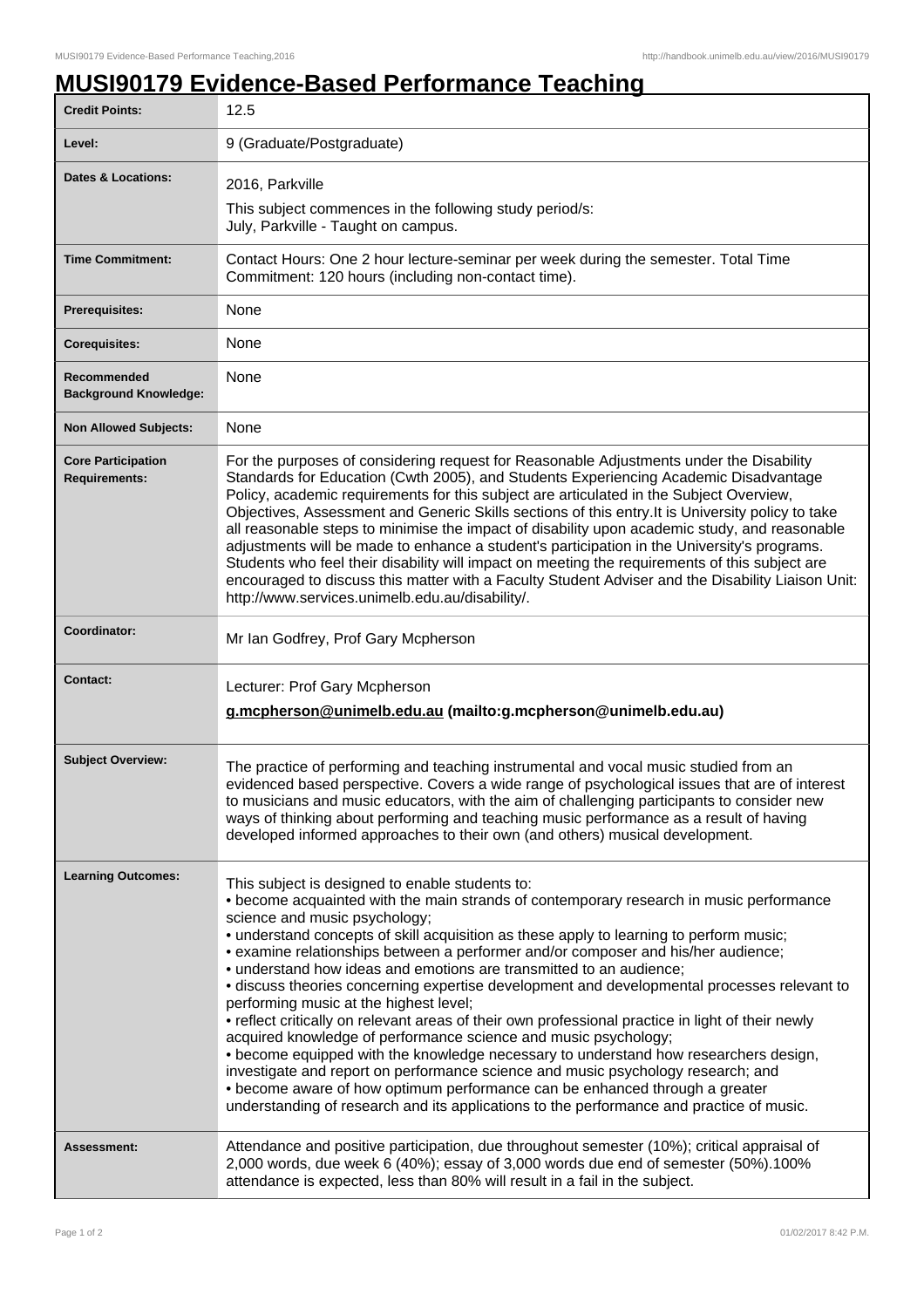# MUSI90179 Evidence-Based Performance Teaching

| | |
|---|---|
| **Credit Points:** | 12.5 |
| **Level:** | 9 (Graduate/Postgraduate) |
| **Dates & Locations:** | 2016, Parkville<br>This subject commences in the following study period/s:<br>July, Parkville - Taught on campus. |
| **Time Commitment:** | Contact Hours: One 2 hour lecture-seminar per week during the semester. Total Time Commitment: 120 hours (including non-contact time). |
| **Prerequisites:** | None |
| **Corequisites:** | None |
| **Recommended Background Knowledge:** | None |
| **Non Allowed Subjects:** | None |
| **Core Participation Requirements:** | For the purposes of considering request for Reasonable Adjustments under the Disability Standards for Education (Cwth 2005), and Students Experiencing Academic Disadvantage Policy, academic requirements for this subject are articulated in the Subject Overview, Objectives, Assessment and Generic Skills sections of this entry.It is University policy to take all reasonable steps to minimise the impact of disability upon academic study, and reasonable adjustments will be made to enhance a student's participation in the University's programs. Students who feel their disability will impact on meeting the requirements of this subject are encouraged to discuss this matter with a Faculty Student Adviser and the Disability Liaison Unit: http://www.services.unimelb.edu.au/disability/. |
| **Coordinator:** | Mr Ian Godfrey, Prof Gary Mcpherson |
| **Contact:** | Lecturer: Prof Gary Mcpherson<br>**g.mcpherson@unimelb.edu.au (mailto:g.mcpherson@unimelb.edu.au)** |
| **Subject Overview:** | The practice of performing and teaching instrumental and vocal music studied from an evidenced based perspective. Covers a wide range of psychological issues that are of interest to musicians and music educators, with the aim of challenging participants to consider new ways of thinking about performing and teaching music performance as a result of having developed informed approaches to their own (and others) musical development. |
| **Learning Outcomes:** | This subject is designed to enable students to:<br>• become acquainted with the main strands of contemporary research in music performance science and music psychology;<br>• understand concepts of skill acquisition as these apply to learning to perform music;<br>• examine relationships between a performer and/or composer and his/her audience;<br>• understand how ideas and emotions are transmitted to an audience;<br>• discuss theories concerning expertise development and developmental processes relevant to performing music at the highest level;<br>• reflect critically on relevant areas of their own professional practice in light of their newly acquired knowledge of performance science and music psychology;<br>• become equipped with the knowledge necessary to understand how researchers design, investigate and report on performance science and music psychology research; and<br>• become aware of how optimum performance can be enhanced through a greater understanding of research and its applications to the performance and practice of music. |
| **Assessment:** | Attendance and positive participation, due throughout semester (10%); critical appraisal of 2,000 words, due week 6 (40%); essay of 3,000 words due end of semester (50%).100% attendance is expected, less than 80% will result in a fail in the subject. |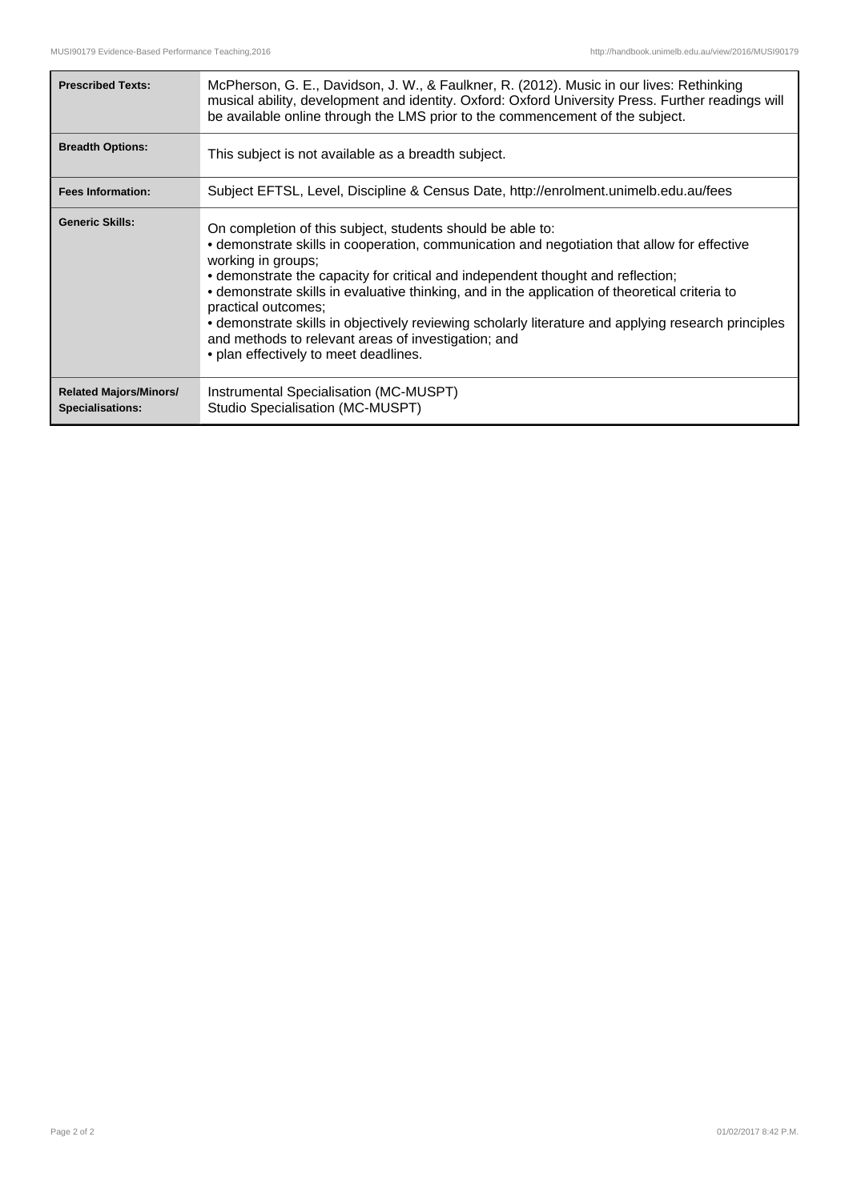| | |
|---|---|
| **Prescribed Texts:** | McPherson, G. E., Davidson, J. W., & Faulkner, R. (2012). Music in our lives: Rethinking musical ability, development and identity. Oxford: Oxford University Press. Further readings will be available online through the LMS prior to the commencement of the subject. |
| **Breadth Options:** | This subject is not available as a breadth subject. |
| **Fees Information:** | Subject EFTSL, Level, Discipline & Census Date, http://enrolment.unimelb.edu.au/fees |
| **Generic Skills:** | On completion of this subject, students should be able to:<br>• demonstrate skills in cooperation, communication and negotiation that allow for effective working in groups;<br>• demonstrate the capacity for critical and independent thought and reflection;<br>• demonstrate skills in evaluative thinking, and in the application of theoretical criteria to practical outcomes;<br>• demonstrate skills in objectively reviewing scholarly literature and applying research principles and methods to relevant areas of investigation; and<br>• plan effectively to meet deadlines. |
| **Related Majors/Minors/ Specialisations:** | Instrumental Specialisation (MC-MUSPT)<br>Studio Specialisation (MC-MUSPT) |